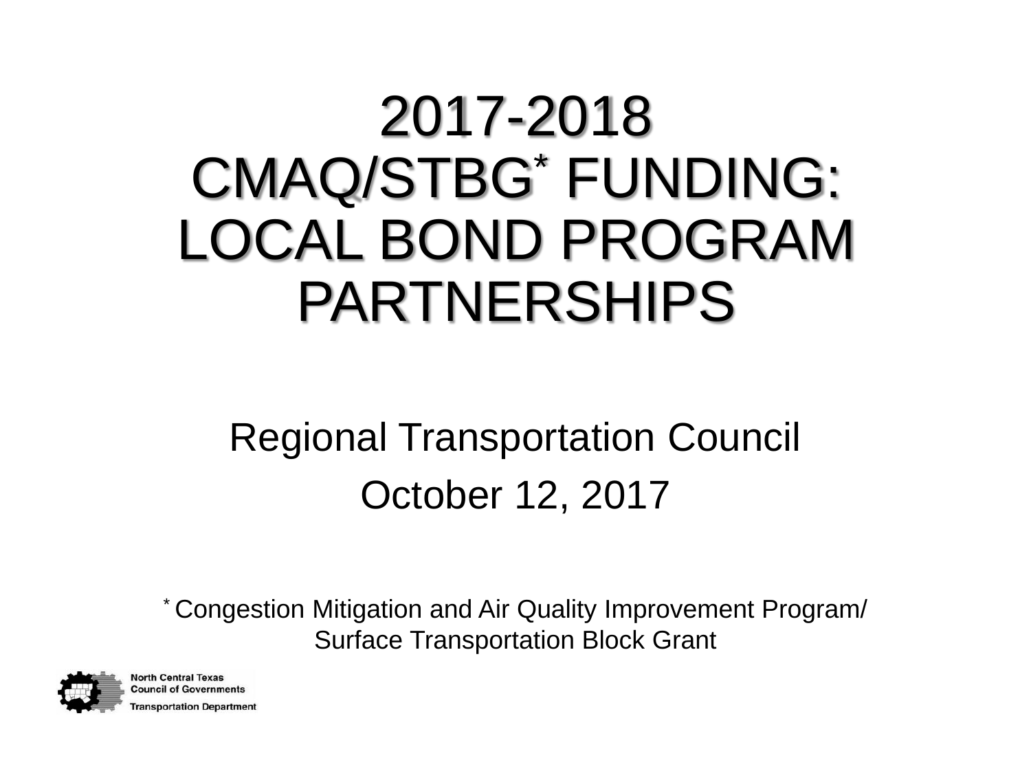# 2017-2018 CMAQ/STBG* FUNDING: LOCAL BOND PROGRAM PARTNERSHIPS

Regional Transportation Council

October 12, 2017

* Congestion Mitigation and Air Quality Improvement Program/ Surface Transportation Block Grant

North Central Texas Council of Governments
Transportation Department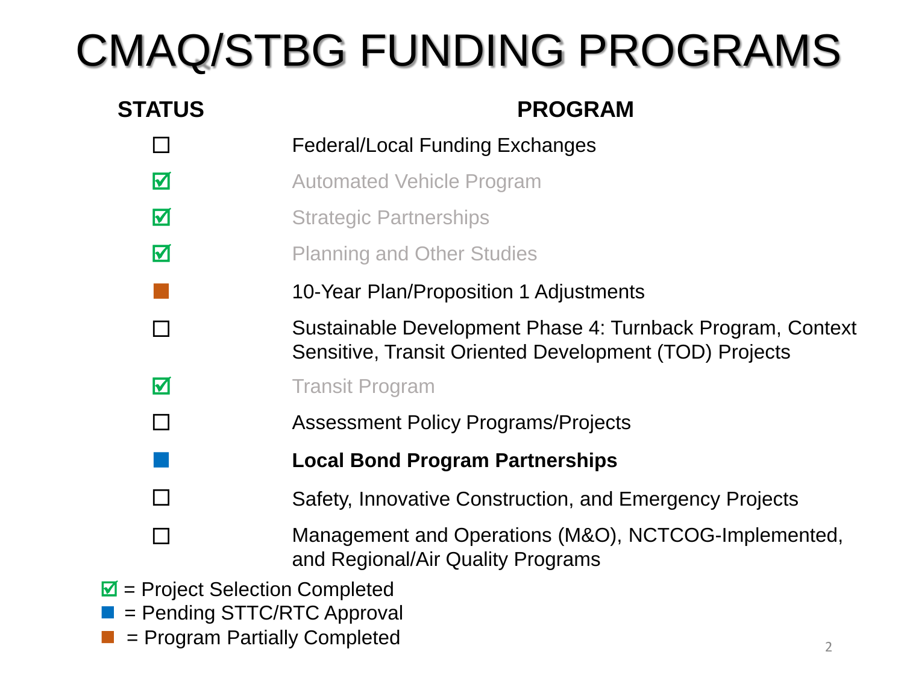# CMAQ/STBG FUNDING PROGRAMS

| STATUS | PROGRAM |
|---|---|
| ☐ | Federal/Local Funding Exchanges |
| ☑ | Automated Vehicle Program |
| ☑ | Strategic Partnerships |
| ☑ | Planning and Other Studies |
| ■ (orange) | 10-Year Plan/Proposition 1 Adjustments |
| ☐ | Sustainable Development Phase 4: Turnback Program, Context Sensitive, Transit Oriented Development (TOD) Projects |
| ☑ | Transit Program |
| ☐ | Assessment Policy Programs/Projects |
| ■ (blue) | **Local Bond Program Partnerships** |
| ☐ | Safety, Innovative Construction, and Emergency Projects |
| ☐ | Management and Operations (M&O), NCTCOG-Implemented, and Regional/Air Quality Programs |

☑ = Project Selection Completed

■ (blue) = Pending STTC/RTC Approval

■ (orange) = Program Partially Completed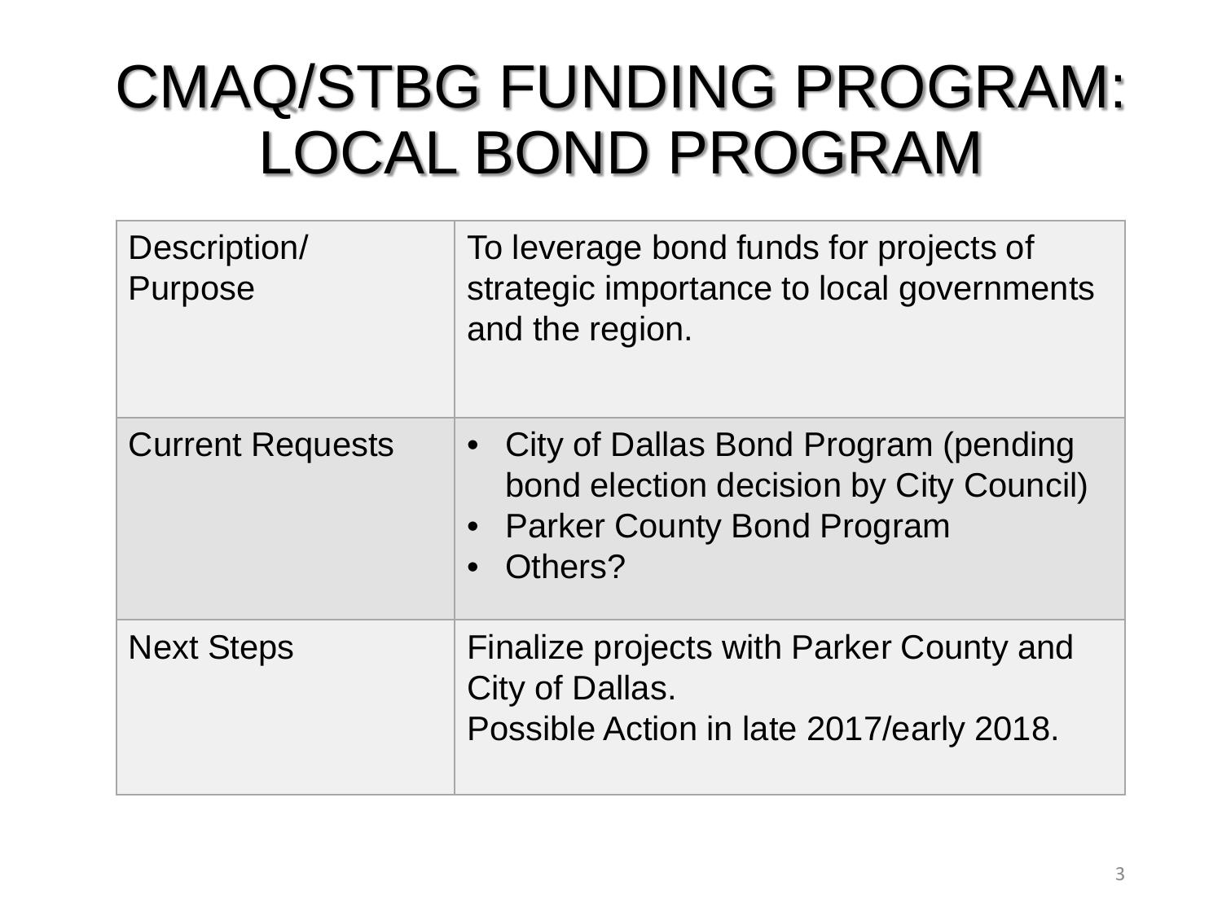# CMAQ/STBG FUNDING PROGRAM: LOCAL BOND PROGRAM

| | |
|---|---|
| Description/ Purpose | To leverage bond funds for projects of strategic importance to local governments and the region. |
| Current Requests | • City of Dallas Bond Program (pending bond election decision by City Council)<br>• Parker County Bond Program<br>• Others? |
| Next Steps | Finalize projects with Parker County and City of Dallas.<br>Possible Action in late 2017/early 2018. |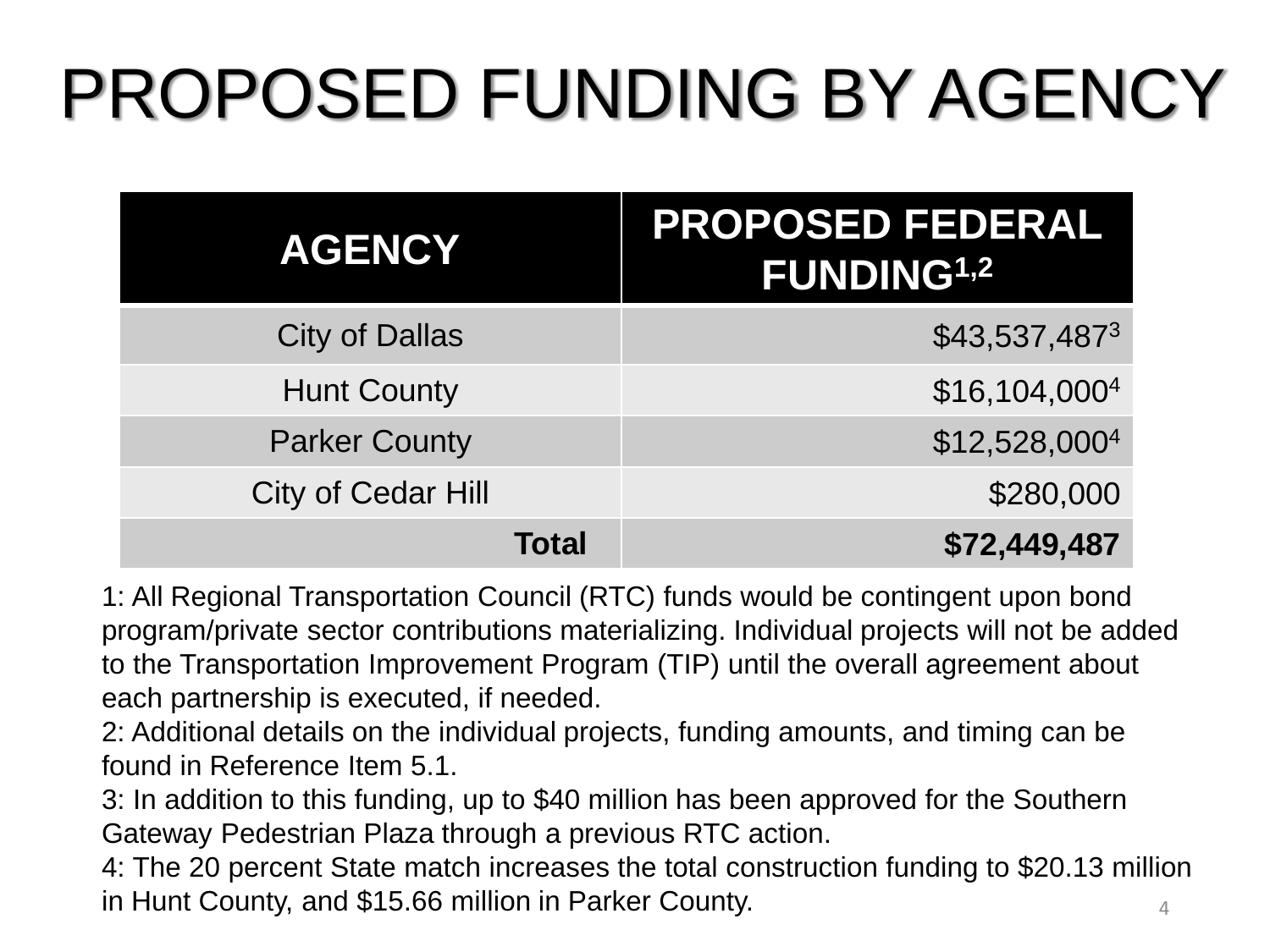# PROPOSED FUNDING BY AGENCY

| AGENCY | PROPOSED FEDERAL FUNDING[1,2] |
|---|---:|
| City of Dallas | $43,537,487[3] |
| Hunt County | $16,104,000[4] |
| Parker County | $12,528,000[4] |
| City of Cedar Hill | $280,000 |
| **Total** | **$72,449,487** |

1: All Regional Transportation Council (RTC) funds would be contingent upon bond program/private sector contributions materializing. Individual projects will not be added to the Transportation Improvement Program (TIP) until the overall agreement about each partnership is executed, if needed.
2: Additional details on the individual projects, funding amounts, and timing can be found in Reference Item 5.1.
3: In addition to this funding, up to $40 million has been approved for the Southern Gateway Pedestrian Plaza through a previous RTC action.
4: The 20 percent State match increases the total construction funding to $20.13 million in Hunt County, and $15.66 million in Parker County.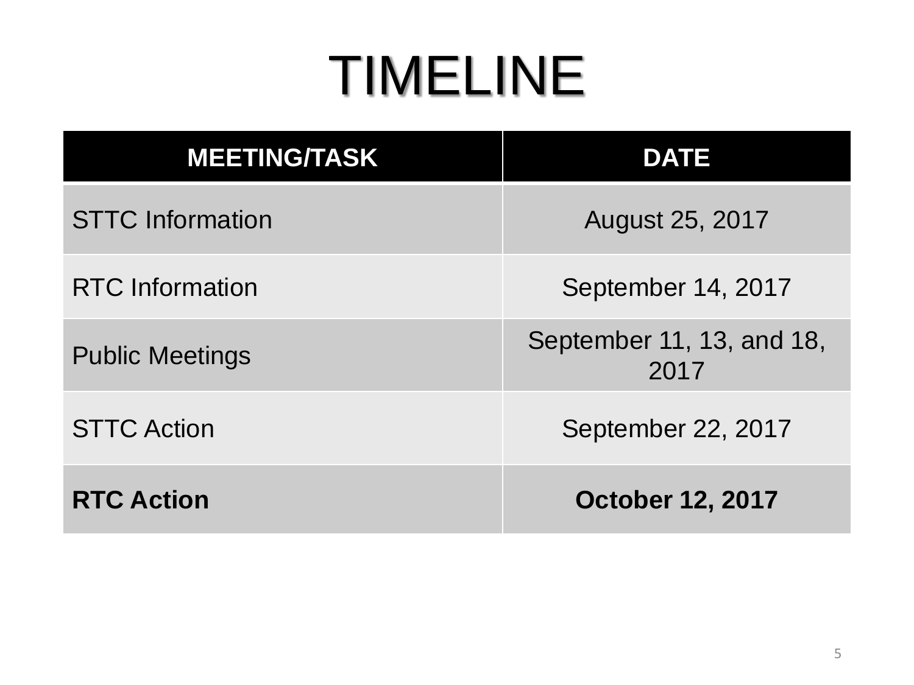# TIMELINE

| MEETING/TASK | DATE |
| --- | --- |
| STTC Information | August 25, 2017 |
| RTC Information | September 14, 2017 |
| Public Meetings | September 11, 13, and 18, 2017 |
| STTC Action | September 22, 2017 |
| **RTC Action** | **October 12, 2017** |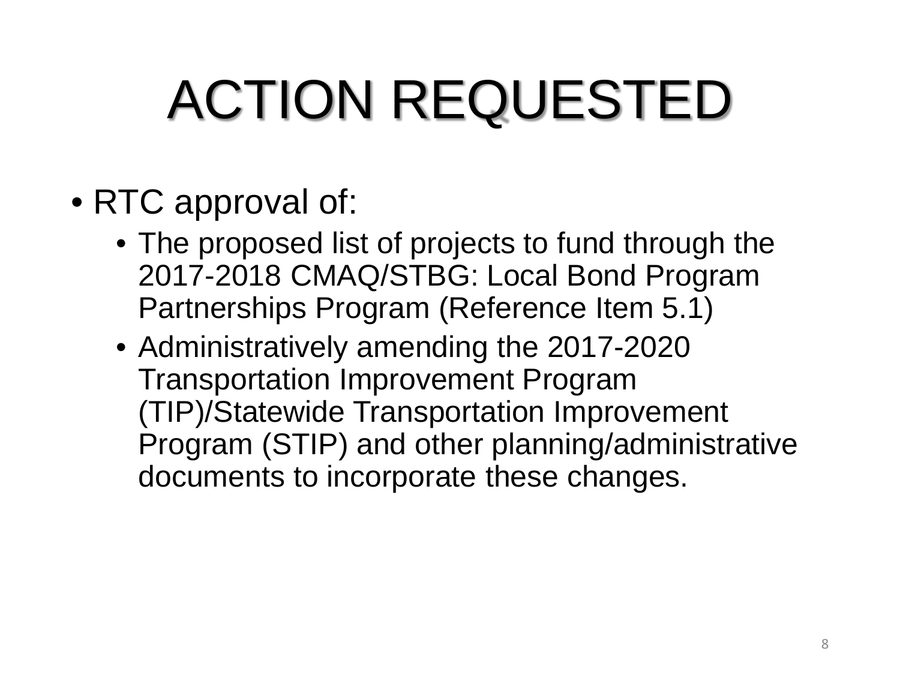# ACTION REQUESTED

- RTC approval of:
  - The proposed list of projects to fund through the 2017-2018 CMAQ/STBG: Local Bond Program Partnerships Program (Reference Item 5.1)
  - Administratively amending the 2017-2020 Transportation Improvement Program (TIP)/Statewide Transportation Improvement Program (STIP) and other planning/administrative documents to incorporate these changes.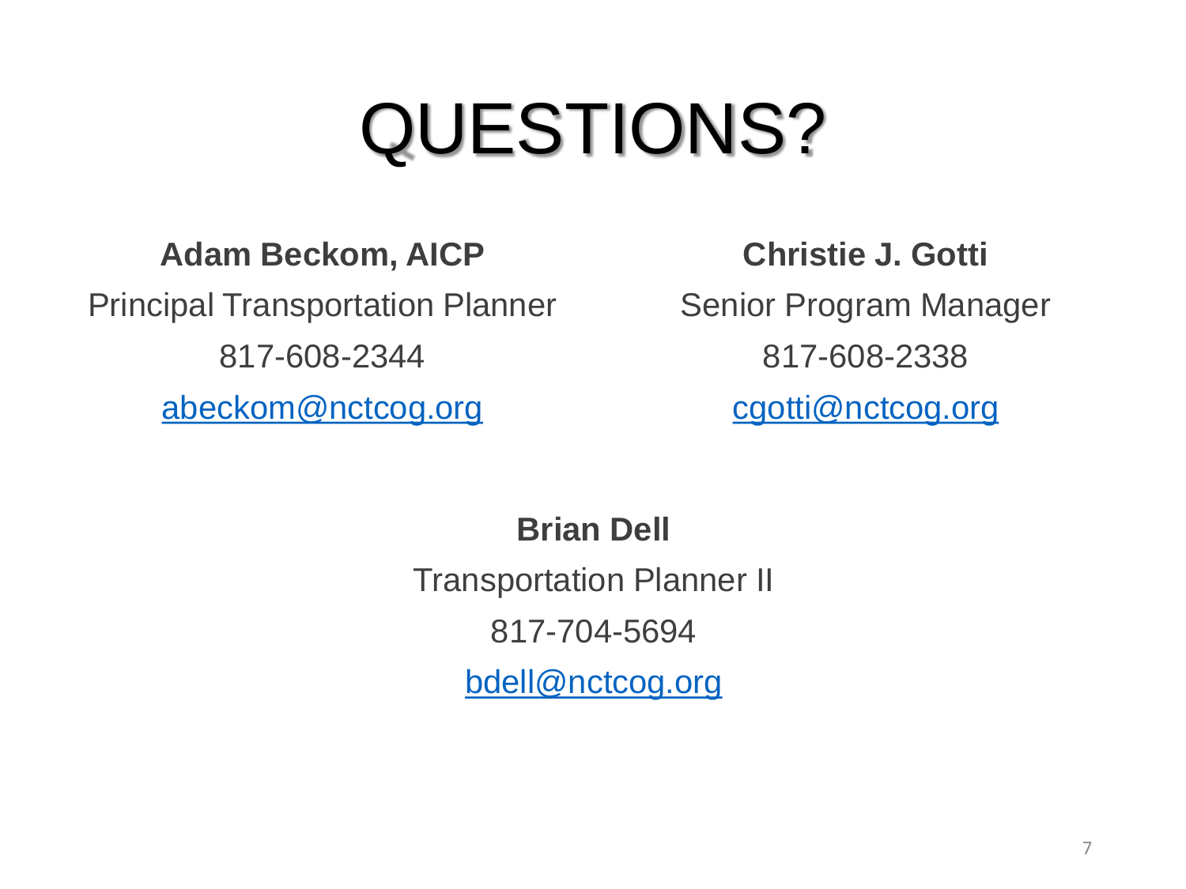# QUESTIONS?

**Adam Beckom, AICP**

Principal Transportation Planner

817-608-2344

abeckom@nctcog.org

**Christie J. Gotti**

Senior Program Manager

817-608-2338

cgotti@nctcog.org

**Brian Dell**

Transportation Planner II

817-704-5694

bdell@nctcog.org